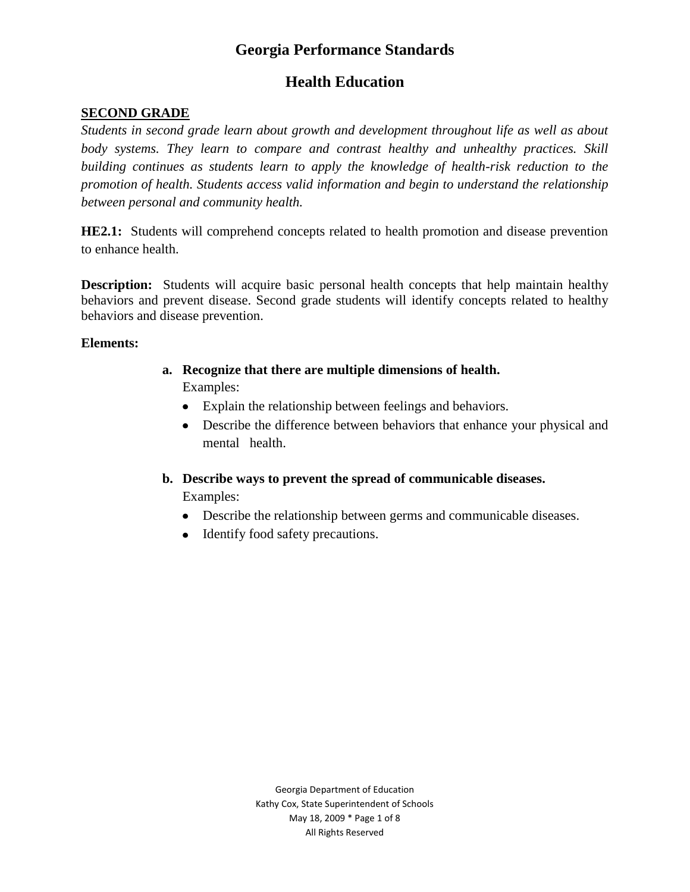# Georgia Performance Standards

## Health Education

**SECOND GRADE**

*Students in second grade learn about growth and development throughout life as well as about body systems. They learn to compare and contrast healthy and unhealthy practices. Skill building continues as students learn to apply the knowledge of health-risk reduction to the promotion of health. Students access valid information and begin to understand the relationship between personal and community health.*

**HE2.1:** Students will comprehend concepts related to health promotion and disease prevention to enhance health.

**Description:** Students will acquire basic personal health concepts that help maintain healthy behaviors and prevent disease. Second grade students will identify concepts related to healthy behaviors and disease prevention.

**Elements:**

a. **Recognize that there are multiple dimensions of health.**
   Examples:
   - Explain the relationship between feelings and behaviors.
   - Describe the difference between behaviors that enhance your physical and mental health.

b. **Describe ways to prevent the spread of communicable diseases.**
   Examples:
   - Describe the relationship between germs and communicable diseases.
   - Identify food safety precautions.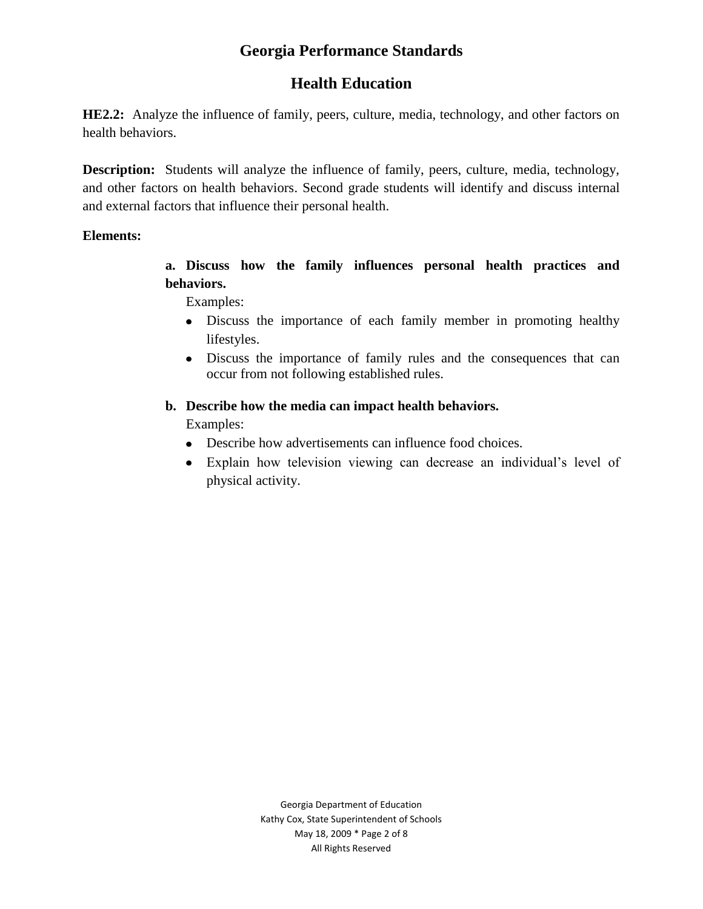# Georgia Performance Standards

## Health Education

**HE2.2:** Analyze the influence of family, peers, culture, media, technology, and other factors on health behaviors.

**Description:** Students will analyze the influence of family, peers, culture, media, technology, and other factors on health behaviors. Second grade students will identify and discuss internal and external factors that influence their personal health.

**Elements:**

**a. Discuss how the family influences personal health practices and behaviors.**

Examples:

- Discuss the importance of each family member in promoting healthy lifestyles.
- Discuss the importance of family rules and the consequences that can occur from not following established rules.

**b. Describe how the media can impact health behaviors.**

Examples:

- Describe how advertisements can influence food choices.
- Explain how television viewing can decrease an individual's level of physical activity.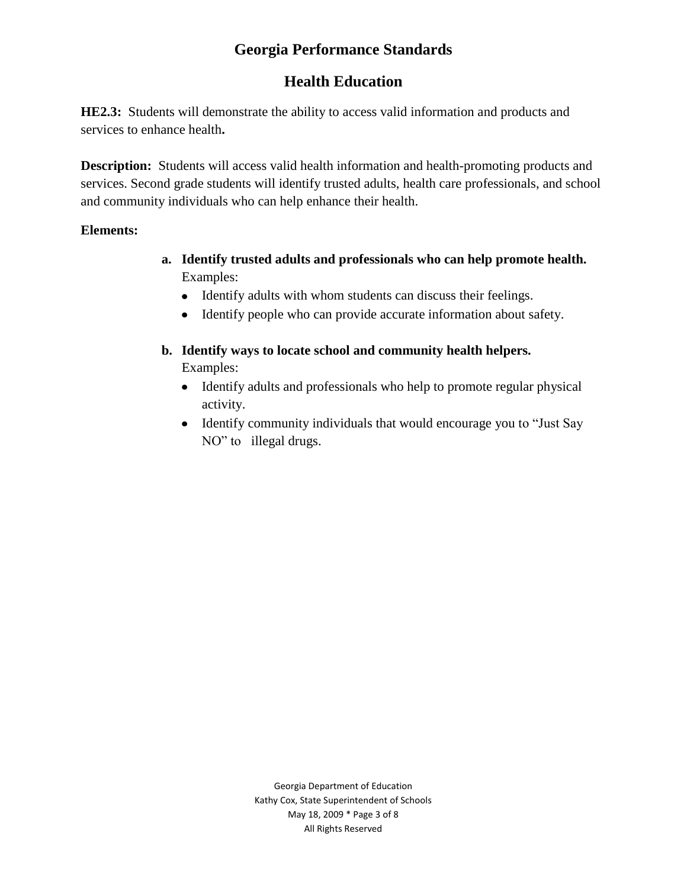# Georgia Performance Standards

## Health Education

**HE2.3:** Students will demonstrate the ability to access valid information and products and services to enhance health**.**

**Description:** Students will access valid health information and health-promoting products and services. Second grade students will identify trusted adults, health care professionals, and school and community individuals who can help enhance their health.

**Elements:**

a. **Identify trusted adults and professionals who can help promote health.**
   Examples:
   - Identify adults with whom students can discuss their feelings.
   - Identify people who can provide accurate information about safety.

b. **Identify ways to locate school and community health helpers.**
   Examples:
   - Identify adults and professionals who help to promote regular physical activity.
   - Identify community individuals that would encourage you to "Just Say NO" to illegal drugs.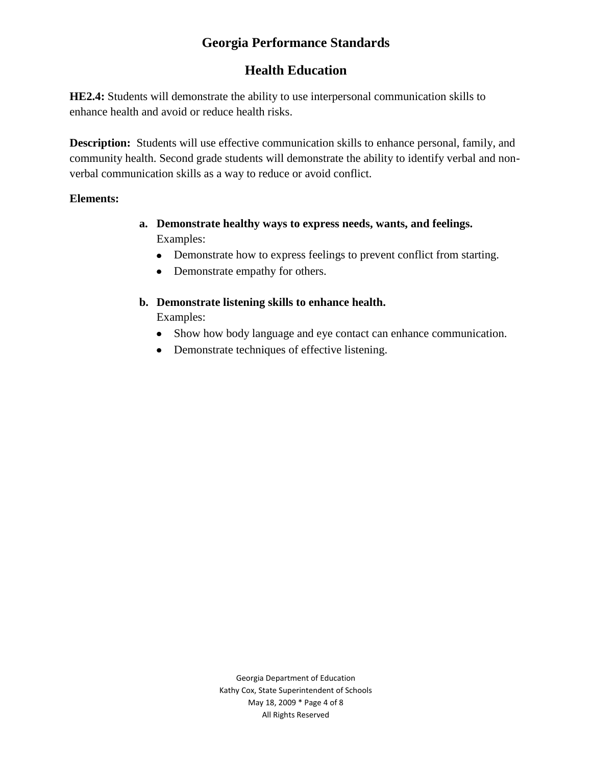# Georgia Performance Standards

## Health Education

**HE2.4:** Students will demonstrate the ability to use interpersonal communication skills to enhance health and avoid or reduce health risks.

**Description:** Students will use effective communication skills to enhance personal, family, and community health. Second grade students will demonstrate the ability to identify verbal and non-verbal communication skills as a way to reduce or avoid conflict.

**Elements:**

a. **Demonstrate healthy ways to express needs, wants, and feelings.**
   Examples:
   - Demonstrate how to express feelings to prevent conflict from starting.
   - Demonstrate empathy for others.

b. **Demonstrate listening skills to enhance health.**
   Examples:
   - Show how body language and eye contact can enhance communication.
   - Demonstrate techniques of effective listening.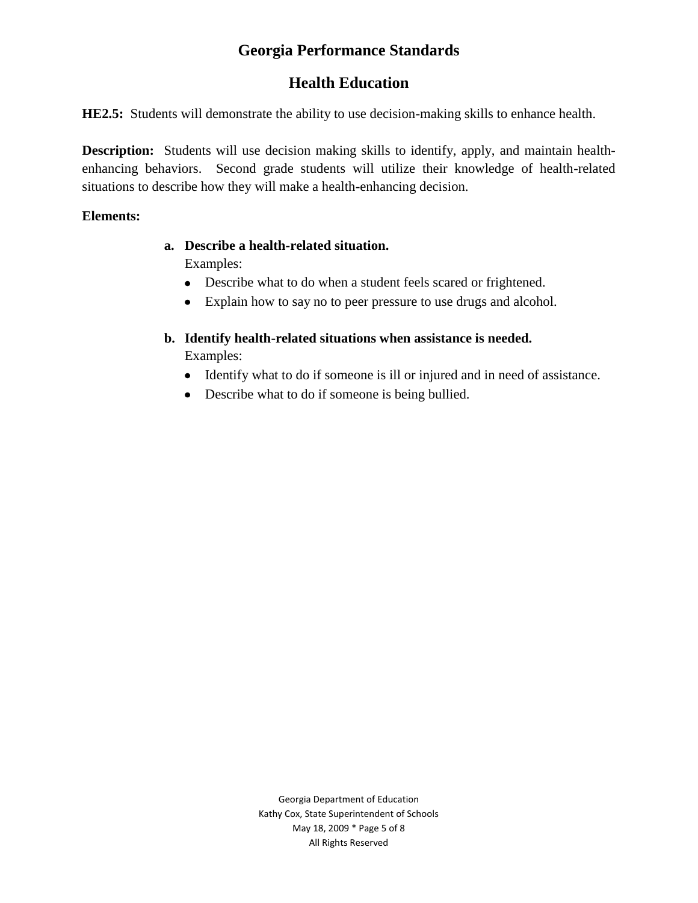# Georgia Performance Standards

## Health Education

**HE2.5:** Students will demonstrate the ability to use decision-making skills to enhance health.

**Description:** Students will use decision making skills to identify, apply, and maintain health-enhancing behaviors. Second grade students will utilize their knowledge of health-related situations to describe how they will make a health-enhancing decision.

**Elements:**

**a. Describe a health-related situation.**

Examples:

- Describe what to do when a student feels scared or frightened.
- Explain how to say no to peer pressure to use drugs and alcohol.

**b. Identify health-related situations when assistance is needed.**

Examples:

- Identify what to do if someone is ill or injured and in need of assistance.
- Describe what to do if someone is being bullied.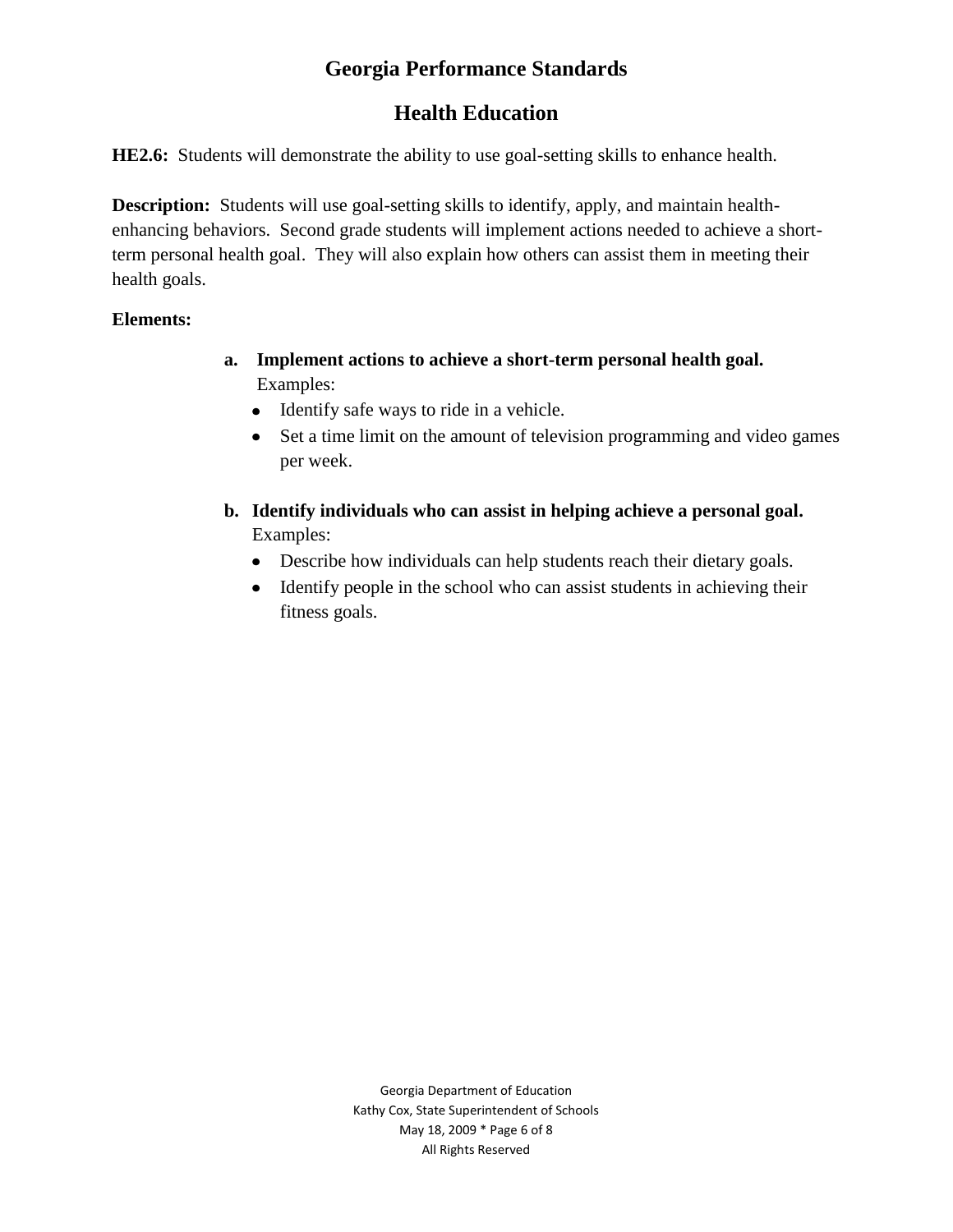# Georgia Performance Standards

## Health Education

**HE2.6:** Students will demonstrate the ability to use goal-setting skills to enhance health.

**Description:** Students will use goal-setting skills to identify, apply, and maintain health-enhancing behaviors. Second grade students will implement actions needed to achieve a short-term personal health goal. They will also explain how others can assist them in meeting their health goals.

**Elements:**

a. **Implement actions to achieve a short-term personal health goal.**
   Examples:
   - Identify safe ways to ride in a vehicle.
   - Set a time limit on the amount of television programming and video games per week.

b. **Identify individuals who can assist in helping achieve a personal goal.**
   Examples:
   - Describe how individuals can help students reach their dietary goals.
   - Identify people in the school who can assist students in achieving their fitness goals.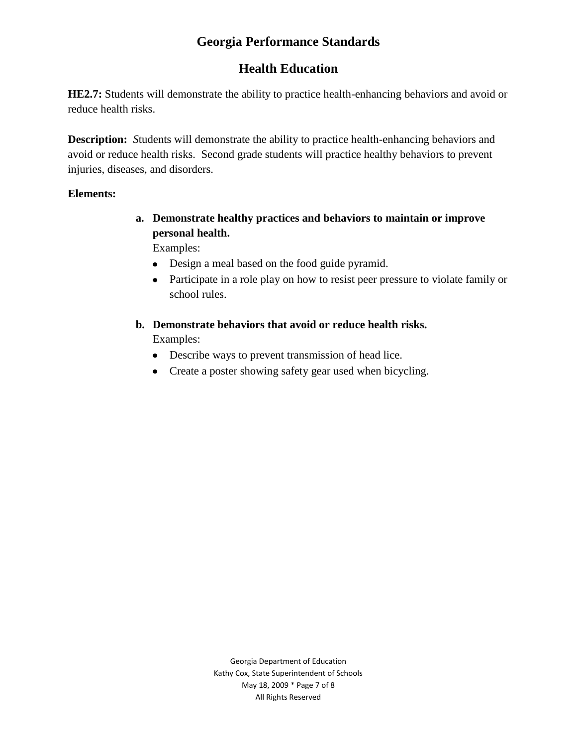# Georgia Performance Standards

## Health Education

**HE2.7:** Students will demonstrate the ability to practice health-enhancing behaviors and avoid or reduce health risks.

**Description:** *S*tudents will demonstrate the ability to practice health-enhancing behaviors and avoid or reduce health risks. Second grade students will practice healthy behaviors to prevent injuries, diseases, and disorders.

**Elements:**

**a. Demonstrate healthy practices and behaviors to maintain or improve personal health.**

Examples:

- Design a meal based on the food guide pyramid.
- Participate in a role play on how to resist peer pressure to violate family or school rules.

**b. Demonstrate behaviors that avoid or reduce health risks.**

Examples:

- Describe ways to prevent transmission of head lice.
- Create a poster showing safety gear used when bicycling.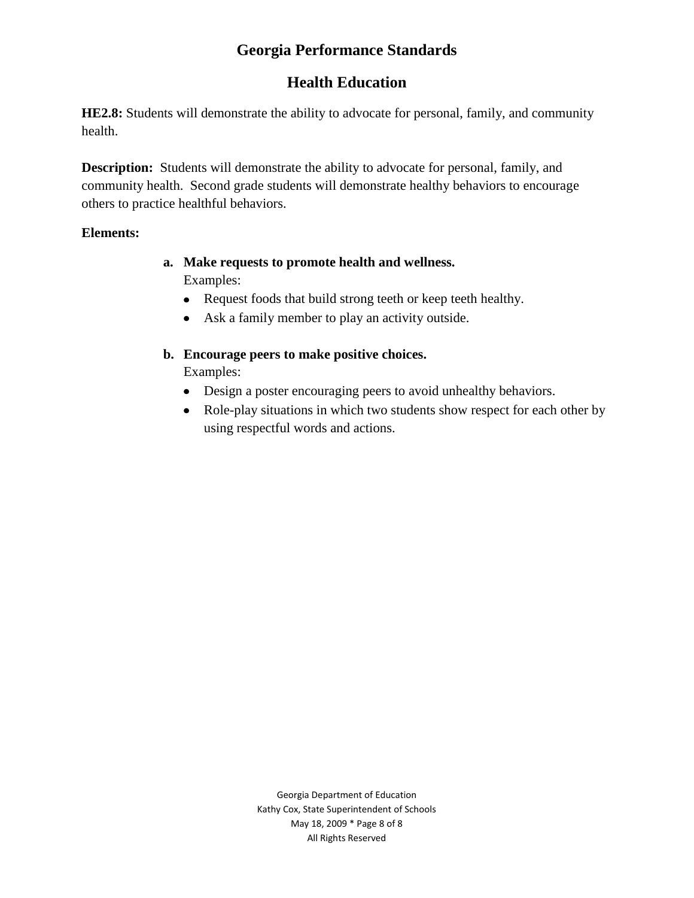# Georgia Performance Standards

## Health Education

**HE2.8:** Students will demonstrate the ability to advocate for personal, family, and community health.

**Description:** Students will demonstrate the ability to advocate for personal, family, and community health. Second grade students will demonstrate healthy behaviors to encourage others to practice healthful behaviors.

**Elements:**

a. **Make requests to promote health and wellness.**
   Examples:
   - Request foods that build strong teeth or keep teeth healthy.
   - Ask a family member to play an activity outside.

b. **Encourage peers to make positive choices.**
   Examples:
   - Design a poster encouraging peers to avoid unhealthy behaviors.
   - Role-play situations in which two students show respect for each other by using respectful words and actions.